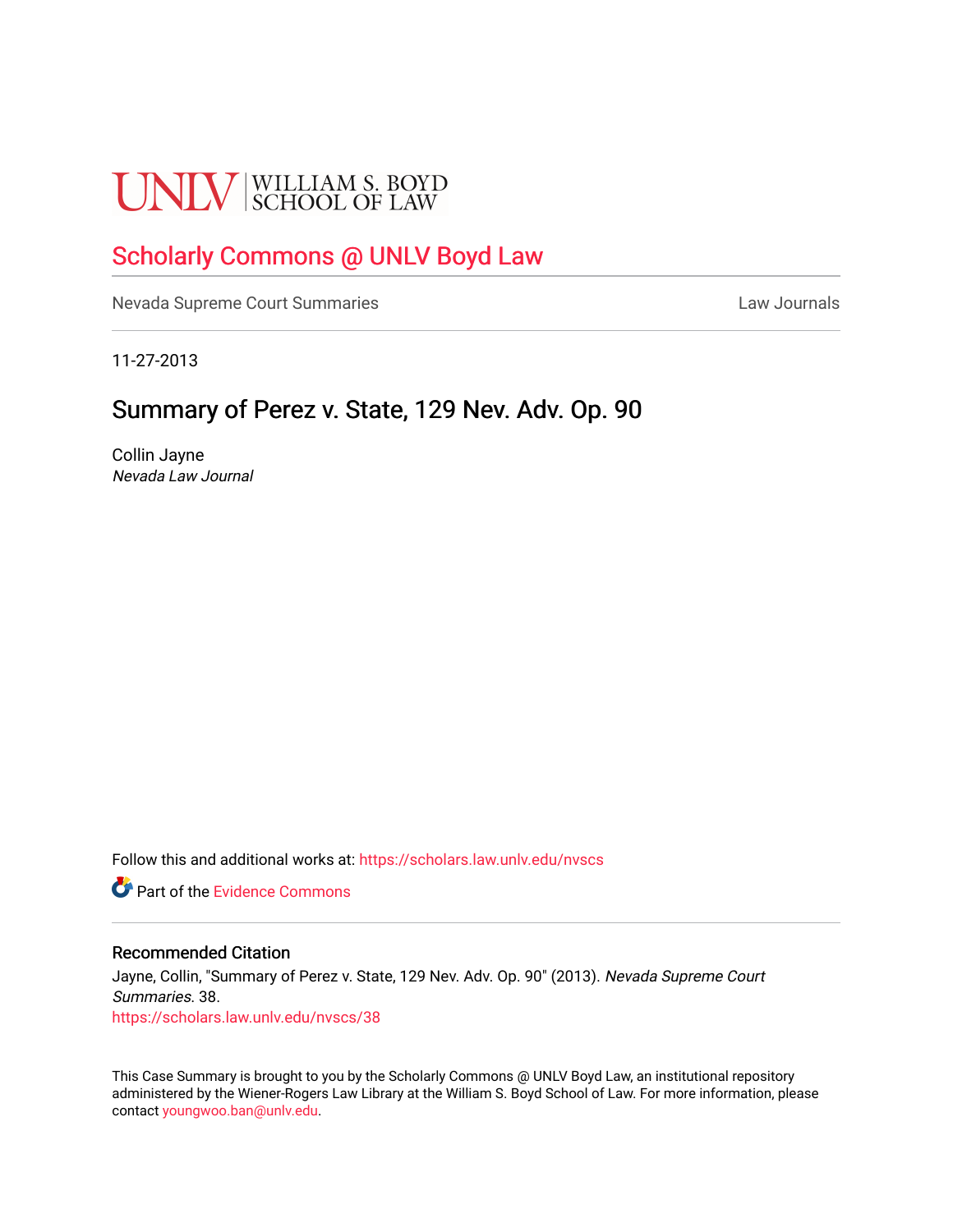UNLV | WILLIAM S. BOYD SCHOOL OF LAW

## Scholarly Commons @ UNLV Boyd Law

Nevada Supreme Court Summaries — Law Journals

11-27-2013

# Summary of Perez v. State, 129 Nev. Adv. Op. 90

Collin Jayne
*Nevada Law Journal*

Follow this and additional works at: https://scholars.law.unlv.edu/nvscs

Part of the Evidence Commons

### Recommended Citation

Jayne, Collin, "Summary of Perez v. State, 129 Nev. Adv. Op. 90" (2013). *Nevada Supreme Court Summaries*. 38.
https://scholars.law.unlv.edu/nvscs/38

This Case Summary is brought to you by the Scholarly Commons @ UNLV Boyd Law, an institutional repository administered by the Wiener-Rogers Law Library at the William S. Boyd School of Law. For more information, please contact youngwoo.ban@unlv.edu.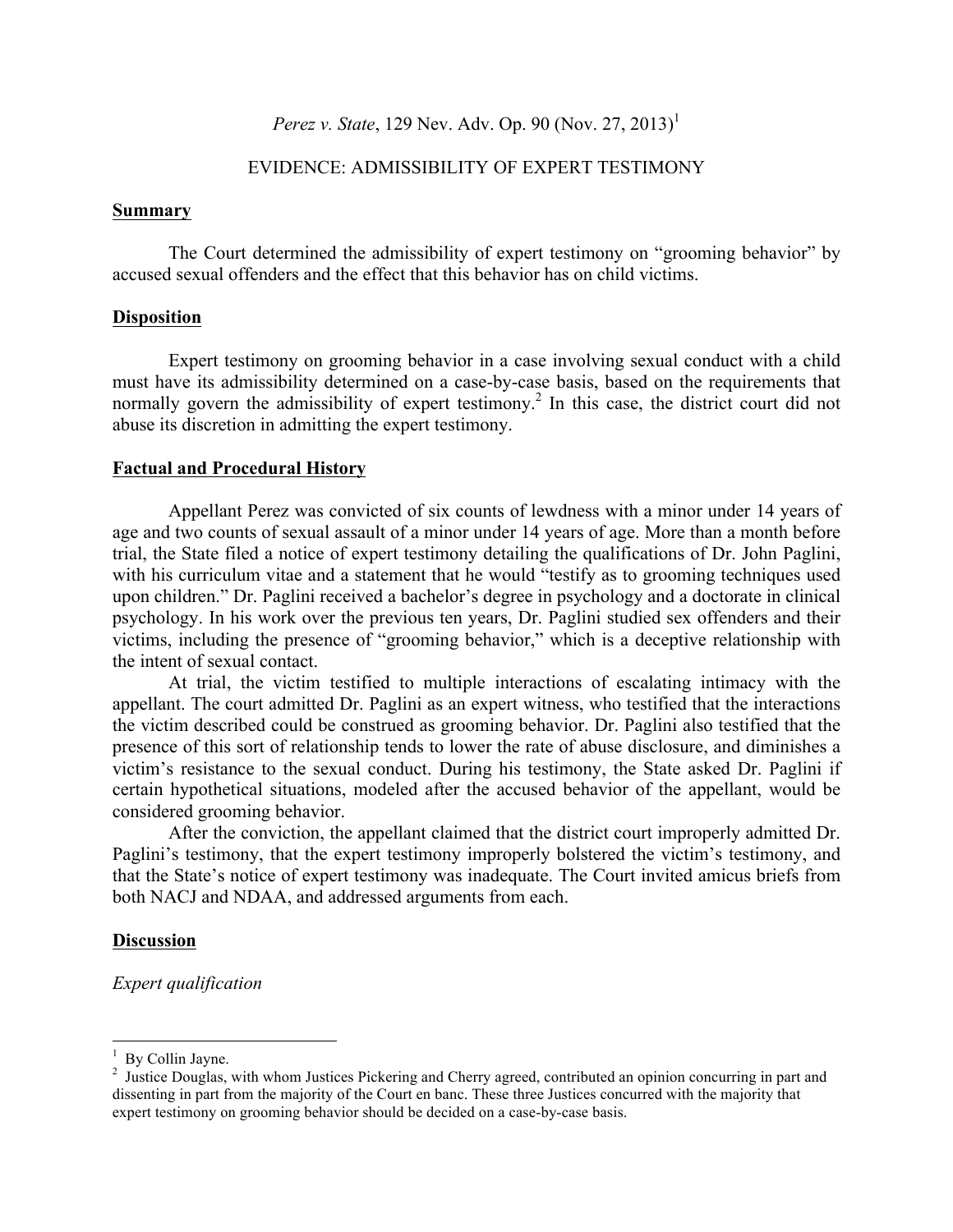*Perez v. State*, 129 Nev. Adv. Op. 90 (Nov. 27, 2013)[1]

EVIDENCE: ADMISSIBILITY OF EXPERT TESTIMONY

## Summary

The Court determined the admissibility of expert testimony on "grooming behavior" by accused sexual offenders and the effect that this behavior has on child victims.

## Disposition

Expert testimony on grooming behavior in a case involving sexual conduct with a child must have its admissibility determined on a case-by-case basis, based on the requirements that normally govern the admissibility of expert testimony.[2] In this case, the district court did not abuse its discretion in admitting the expert testimony.

## Factual and Procedural History

Appellant Perez was convicted of six counts of lewdness with a minor under 14 years of age and two counts of sexual assault of a minor under 14 years of age. More than a month before trial, the State filed a notice of expert testimony detailing the qualifications of Dr. John Paglini, with his curriculum vitae and a statement that he would "testify as to grooming techniques used upon children." Dr. Paglini received a bachelor's degree in psychology and a doctorate in clinical psychology. In his work over the previous ten years, Dr. Paglini studied sex offenders and their victims, including the presence of "grooming behavior," which is a deceptive relationship with the intent of sexual contact.

At trial, the victim testified to multiple interactions of escalating intimacy with the appellant. The court admitted Dr. Paglini as an expert witness, who testified that the interactions the victim described could be construed as grooming behavior. Dr. Paglini also testified that the presence of this sort of relationship tends to lower the rate of abuse disclosure, and diminishes a victim's resistance to the sexual conduct. During his testimony, the State asked Dr. Paglini if certain hypothetical situations, modeled after the accused behavior of the appellant, would be considered grooming behavior.

After the conviction, the appellant claimed that the district court improperly admitted Dr. Paglini's testimony, that the expert testimony improperly bolstered the victim's testimony, and that the State's notice of expert testimony was inadequate. The Court invited amicus briefs from both NACJ and NDAA, and addressed arguments from each.

## Discussion

### *Expert qualification*

---

[1] By Collin Jayne.

[2] Justice Douglas, with whom Justices Pickering and Cherry agreed, contributed an opinion concurring in part and dissenting in part from the majority of the Court en banc. These three Justices concurred with the majority that expert testimony on grooming behavior should be decided on a case-by-case basis.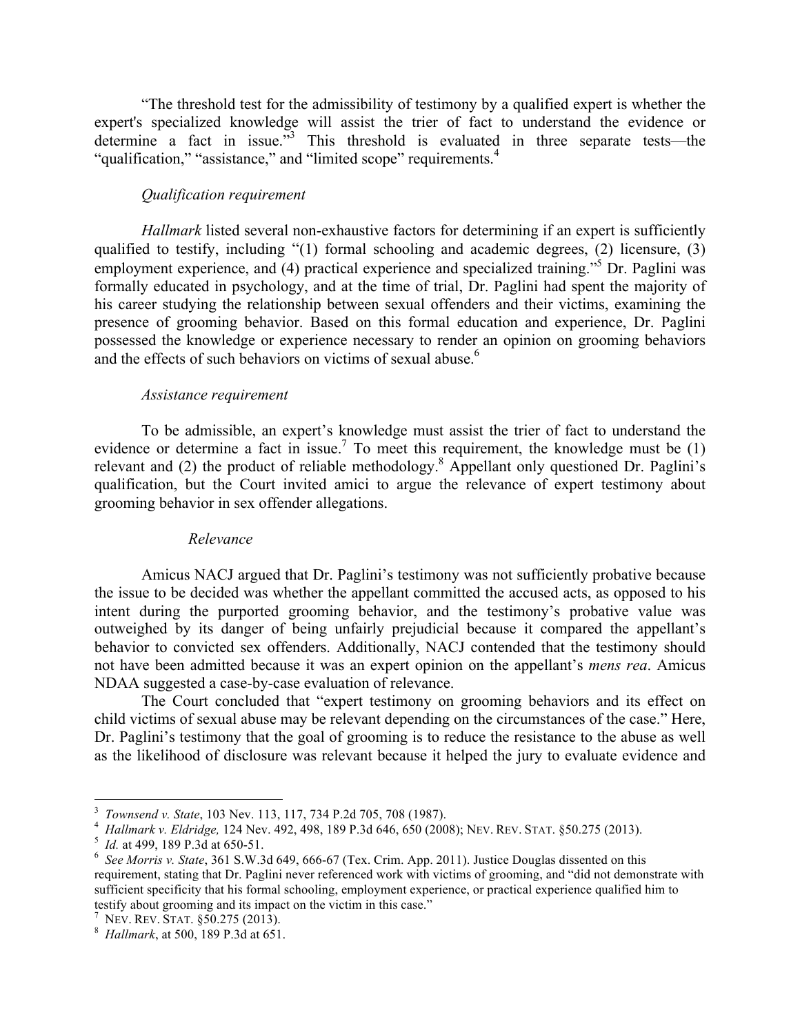"The threshold test for the admissibility of testimony by a qualified expert is whether the expert's specialized knowledge will assist the trier of fact to understand the evidence or determine a fact in issue."[3] This threshold is evaluated in three separate tests—the "qualification," "assistance," and "limited scope" requirements.[4]

*Qualification requirement*

*Hallmark* listed several non-exhaustive factors for determining if an expert is sufficiently qualified to testify, including "(1) formal schooling and academic degrees, (2) licensure, (3) employment experience, and (4) practical experience and specialized training."[5] Dr. Paglini was formally educated in psychology, and at the time of trial, Dr. Paglini had spent the majority of his career studying the relationship between sexual offenders and their victims, examining the presence of grooming behavior. Based on this formal education and experience, Dr. Paglini possessed the knowledge or experience necessary to render an opinion on grooming behaviors and the effects of such behaviors on victims of sexual abuse.[6]

*Assistance requirement*

To be admissible, an expert's knowledge must assist the trier of fact to understand the evidence or determine a fact in issue.[7] To meet this requirement, the knowledge must be (1) relevant and (2) the product of reliable methodology.[8] Appellant only questioned Dr. Paglini's qualification, but the Court invited amici to argue the relevance of expert testimony about grooming behavior in sex offender allegations.

*Relevance*

Amicus NACJ argued that Dr. Paglini's testimony was not sufficiently probative because the issue to be decided was whether the appellant committed the accused acts, as opposed to his intent during the purported grooming behavior, and the testimony's probative value was outweighed by its danger of being unfairly prejudicial because it compared the appellant's behavior to convicted sex offenders. Additionally, NACJ contended that the testimony should not have been admitted because it was an expert opinion on the appellant's *mens rea*. Amicus NDAA suggested a case-by-case evaluation of relevance.

The Court concluded that "expert testimony on grooming behaviors and its effect on child victims of sexual abuse may be relevant depending on the circumstances of the case." Here, Dr. Paglini's testimony that the goal of grooming is to reduce the resistance to the abuse as well as the likelihood of disclosure was relevant because it helped the jury to evaluate evidence and

---

[3] *Townsend v. State*, 103 Nev. 113, 117, 734 P.2d 705, 708 (1987).

[4] *Hallmark v. Eldridge,* 124 Nev. 492, 498, 189 P.3d 646, 650 (2008); NEV. REV. STAT. §50.275 (2013).

[5] *Id.* at 499, 189 P.3d at 650-51.

[6] *See Morris v. State*, 361 S.W.3d 649, 666-67 (Tex. Crim. App. 2011). Justice Douglas dissented on this requirement, stating that Dr. Paglini never referenced work with victims of grooming, and "did not demonstrate with sufficient specificity that his formal schooling, employment experience, or practical experience qualified him to testify about grooming and its impact on the victim in this case."

[7] NEV. REV. STAT. §50.275 (2013).

[8] *Hallmark*, at 500, 189 P.3d at 651.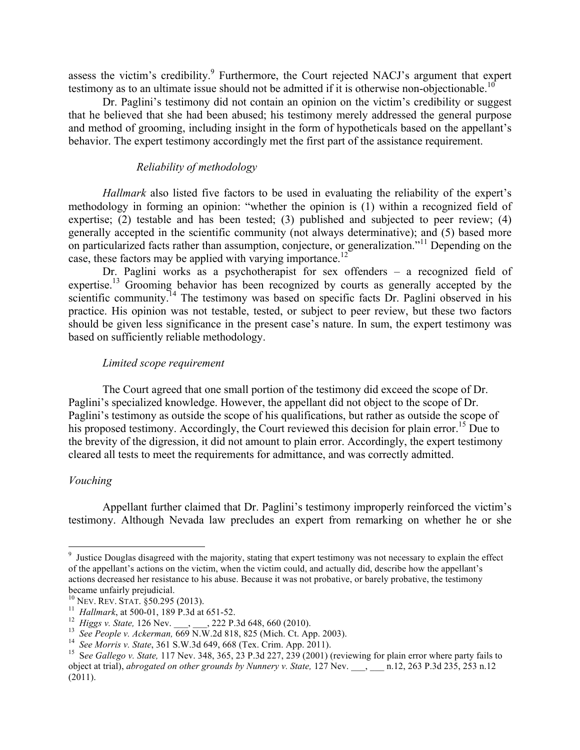assess the victim's credibility.[9] Furthermore, the Court rejected NACJ's argument that expert testimony as to an ultimate issue should not be admitted if it is otherwise non-objectionable.[10]

Dr. Paglini's testimony did not contain an opinion on the victim's credibility or suggest that he believed that she had been abused; his testimony merely addressed the general purpose and method of grooming, including insight in the form of hypotheticals based on the appellant's behavior. The expert testimony accordingly met the first part of the assistance requirement.

*Reliability of methodology*

*Hallmark* also listed five factors to be used in evaluating the reliability of the expert's methodology in forming an opinion: "whether the opinion is (1) within a recognized field of expertise; (2) testable and has been tested; (3) published and subjected to peer review; (4) generally accepted in the scientific community (not always determinative); and (5) based more on particularized facts rather than assumption, conjecture, or generalization."[11] Depending on the case, these factors may be applied with varying importance.[12]

Dr. Paglini works as a psychotherapist for sex offenders – a recognized field of expertise.[13] Grooming behavior has been recognized by courts as generally accepted by the scientific community.[14] The testimony was based on specific facts Dr. Paglini observed in his practice. His opinion was not testable, tested, or subject to peer review, but these two factors should be given less significance in the present case's nature. In sum, the expert testimony was based on sufficiently reliable methodology.

*Limited scope requirement*

The Court agreed that one small portion of the testimony did exceed the scope of Dr. Paglini's specialized knowledge. However, the appellant did not object to the scope of Dr. Paglini's testimony as outside the scope of his qualifications, but rather as outside the scope of his proposed testimony. Accordingly, the Court reviewed this decision for plain error.[15] Due to the brevity of the digression, it did not amount to plain error. Accordingly, the expert testimony cleared all tests to meet the requirements for admittance, and was correctly admitted.

*Vouching*

Appellant further claimed that Dr. Paglini's testimony improperly reinforced the victim's testimony. Although Nevada law precludes an expert from remarking on whether he or she

---

[9] Justice Douglas disagreed with the majority, stating that expert testimony was not necessary to explain the effect of the appellant's actions on the victim, when the victim could, and actually did, describe how the appellant's actions decreased her resistance to his abuse. Because it was not probative, or barely probative, the testimony became unfairly prejudicial.

[10] NEV. REV. STAT. §50.295 (2013).

[11] *Hallmark*, at 500-01, 189 P.3d at 651-52.

[12] *Higgs v. State,* 126 Nev. ___, ___, 222 P.3d 648, 660 (2010).

[13] *See People v. Ackerman,* 669 N.W.2d 818, 825 (Mich. Ct. App. 2003).

[14] *See Morris v. State*, 361 S.W.3d 649, 668 (Tex. Crim. App. 2011).

[15] S*ee Gallego v. State,* 117 Nev. 348, 365, 23 P.3d 227, 239 (2001) (reviewing for plain error where party fails to object at trial), *abrogated on other grounds by Nunnery v. State,* 127 Nev. ___, ___ n.12, 263 P.3d 235, 253 n.12 (2011).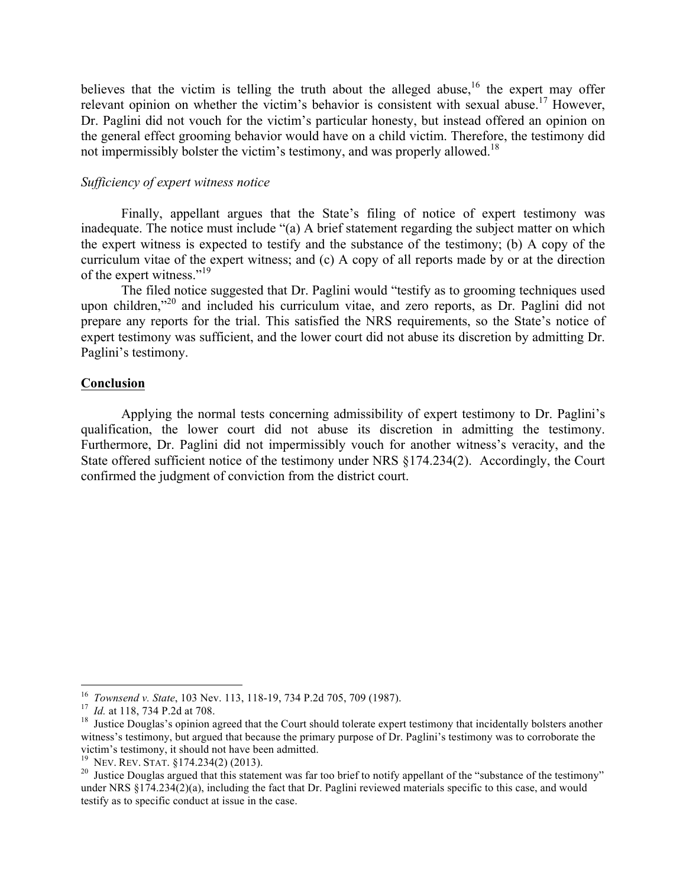believes that the victim is telling the truth about the alleged abuse,[16] the expert may offer relevant opinion on whether the victim's behavior is consistent with sexual abuse.[17] However, Dr. Paglini did not vouch for the victim's particular honesty, but instead offered an opinion on the general effect grooming behavior would have on a child victim. Therefore, the testimony did not impermissibly bolster the victim's testimony, and was properly allowed.[18]

*Sufficiency of expert witness notice*

Finally, appellant argues that the State's filing of notice of expert testimony was inadequate. The notice must include "(a) A brief statement regarding the subject matter on which the expert witness is expected to testify and the substance of the testimony; (b) A copy of the curriculum vitae of the expert witness; and (c) A copy of all reports made by or at the direction of the expert witness."[19]

The filed notice suggested that Dr. Paglini would "testify as to grooming techniques used upon children,"[20] and included his curriculum vitae, and zero reports, as Dr. Paglini did not prepare any reports for the trial. This satisfied the NRS requirements, so the State's notice of expert testimony was sufficient, and the lower court did not abuse its discretion by admitting Dr. Paglini's testimony.

**Conclusion**

Applying the normal tests concerning admissibility of expert testimony to Dr. Paglini's qualification, the lower court did not abuse its discretion in admitting the testimony. Furthermore, Dr. Paglini did not impermissibly vouch for another witness's veracity, and the State offered sufficient notice of the testimony under NRS §174.234(2). Accordingly, the Court confirmed the judgment of conviction from the district court.

---

[16] *Townsend v. State*, 103 Nev. 113, 118-19, 734 P.2d 705, 709 (1987).

[17] *Id.* at 118, 734 P.2d at 708.

[18] Justice Douglas's opinion agreed that the Court should tolerate expert testimony that incidentally bolsters another witness's testimony, but argued that because the primary purpose of Dr. Paglini's testimony was to corroborate the victim's testimony, it should not have been admitted.

[19] NEV. REV. STAT. §174.234(2) (2013).

[20] Justice Douglas argued that this statement was far too brief to notify appellant of the "substance of the testimony" under NRS §174.234(2)(a), including the fact that Dr. Paglini reviewed materials specific to this case, and would testify as to specific conduct at issue in the case.